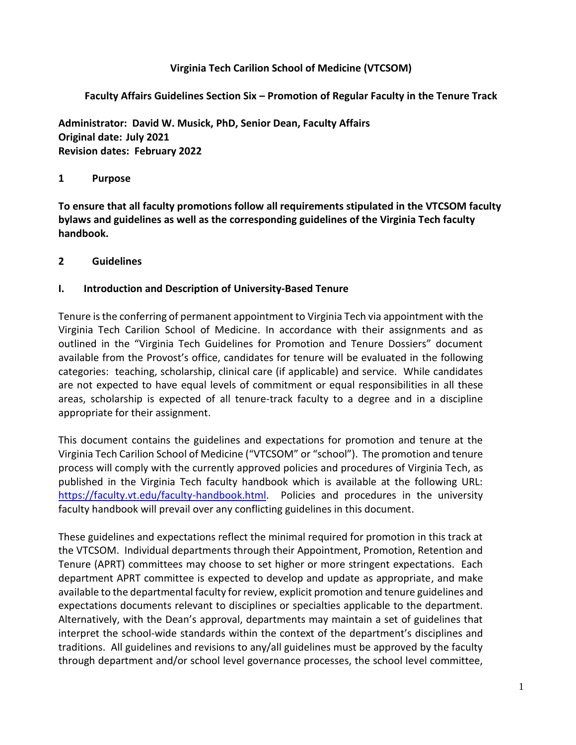**Virginia Tech Carilion School of Medicine (VTCSOM)**

**Faculty Affairs Guidelines Section Six – Promotion of Regular Faculty in the Tenure Track**

**Administrator: David W. Musick, PhD, Senior Dean, Faculty Affairs**
**Original date: July 2021**
**Revision dates: February 2022**

## 1 Purpose

**To ensure that all faculty promotions follow all requirements stipulated in the VTCSOM faculty bylaws and guidelines as well as the corresponding guidelines of the Virginia Tech faculty handbook.**

## 2 Guidelines

### I. Introduction and Description of University-Based Tenure

Tenure is the conferring of permanent appointment to Virginia Tech via appointment with the Virginia Tech Carilion School of Medicine. In accordance with their assignments and as outlined in the "Virginia Tech Guidelines for Promotion and Tenure Dossiers" document available from the Provost's office, candidates for tenure will be evaluated in the following categories: teaching, scholarship, clinical care (if applicable) and service. While candidates are not expected to have equal levels of commitment or equal responsibilities in all these areas, scholarship is expected of all tenure-track faculty to a degree and in a discipline appropriate for their assignment.

This document contains the guidelines and expectations for promotion and tenure at the Virginia Tech Carilion School of Medicine ("VTCSOM" or "school"). The promotion and tenure process will comply with the currently approved policies and procedures of Virginia Tech, as published in the Virginia Tech faculty handbook which is available at the following URL: https://faculty.vt.edu/faculty-handbook.html. Policies and procedures in the university faculty handbook will prevail over any conflicting guidelines in this document.

These guidelines and expectations reflect the minimal required for promotion in this track at the VTCSOM. Individual departments through their Appointment, Promotion, Retention and Tenure (APRT) committees may choose to set higher or more stringent expectations. Each department APRT committee is expected to develop and update as appropriate, and make available to the departmental faculty for review, explicit promotion and tenure guidelines and expectations documents relevant to disciplines or specialties applicable to the department. Alternatively, with the Dean's approval, departments may maintain a set of guidelines that interpret the school-wide standards within the context of the department's disciplines and traditions. All guidelines and revisions to any/all guidelines must be approved by the faculty through department and/or school level governance processes, the school level committee,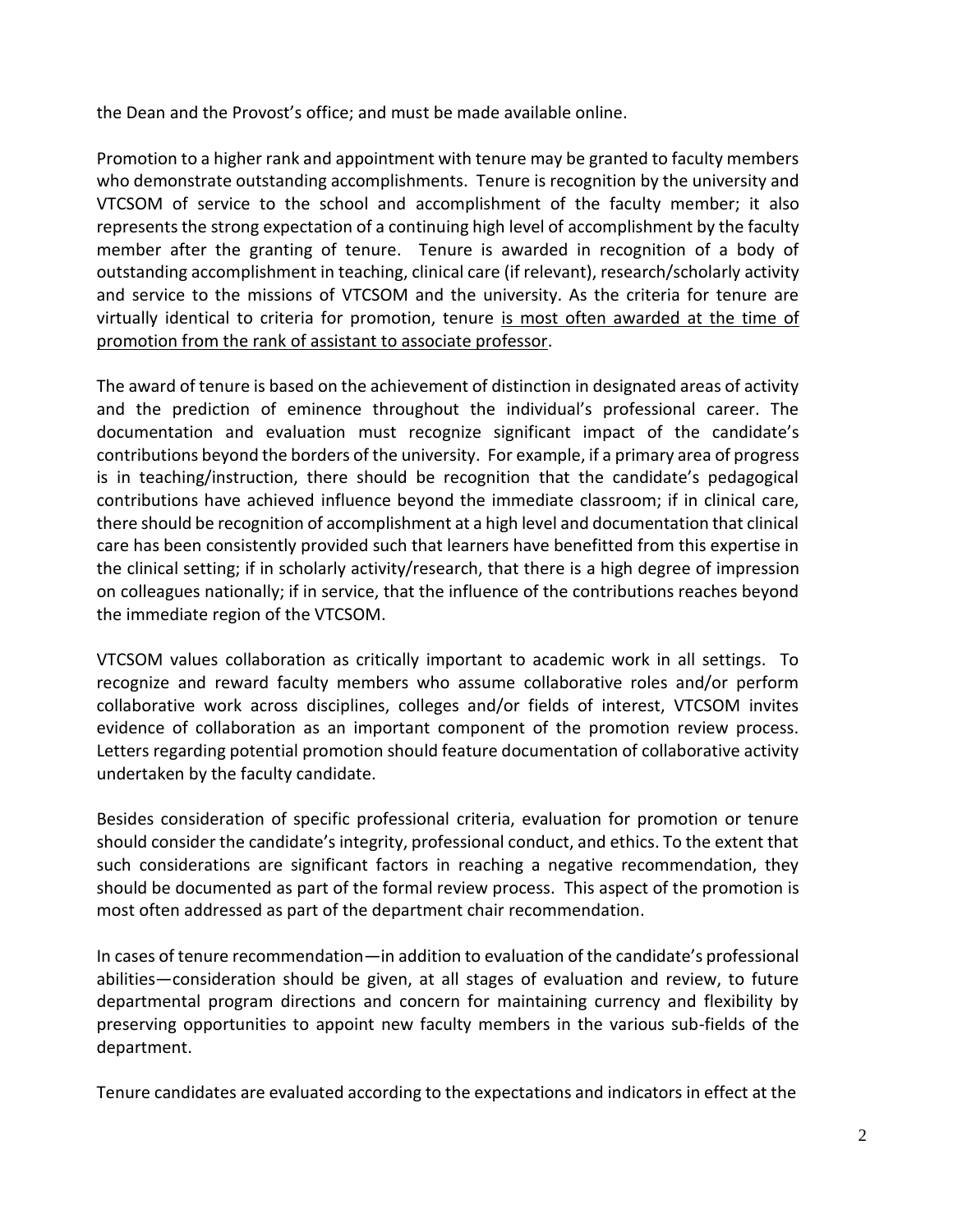the Dean and the Provost's office; and must be made available online.

Promotion to a higher rank and appointment with tenure may be granted to faculty members who demonstrate outstanding accomplishments. Tenure is recognition by the university and VTCSOM of service to the school and accomplishment of the faculty member; it also represents the strong expectation of a continuing high level of accomplishment by the faculty member after the granting of tenure. Tenure is awarded in recognition of a body of outstanding accomplishment in teaching, clinical care (if relevant), research/scholarly activity and service to the missions of VTCSOM and the university. As the criteria for tenure are virtually identical to criteria for promotion, tenure <u>is most often awarded at the time of promotion from the rank of assistant to associate professor</u>.

The award of tenure is based on the achievement of distinction in designated areas of activity and the prediction of eminence throughout the individual's professional career. The documentation and evaluation must recognize significant impact of the candidate's contributions beyond the borders of the university. For example, if a primary area of progress is in teaching/instruction, there should be recognition that the candidate's pedagogical contributions have achieved influence beyond the immediate classroom; if in clinical care, there should be recognition of accomplishment at a high level and documentation that clinical care has been consistently provided such that learners have benefitted from this expertise in the clinical setting; if in scholarly activity/research, that there is a high degree of impression on colleagues nationally; if in service, that the influence of the contributions reaches beyond the immediate region of the VTCSOM.

VTCSOM values collaboration as critically important to academic work in all settings. To recognize and reward faculty members who assume collaborative roles and/or perform collaborative work across disciplines, colleges and/or fields of interest, VTCSOM invites evidence of collaboration as an important component of the promotion review process. Letters regarding potential promotion should feature documentation of collaborative activity undertaken by the faculty candidate.

Besides consideration of specific professional criteria, evaluation for promotion or tenure should consider the candidate's integrity, professional conduct, and ethics. To the extent that such considerations are significant factors in reaching a negative recommendation, they should be documented as part of the formal review process. This aspect of the promotion is most often addressed as part of the department chair recommendation.

In cases of tenure recommendation—in addition to evaluation of the candidate's professional abilities—consideration should be given, at all stages of evaluation and review, to future departmental program directions and concern for maintaining currency and flexibility by preserving opportunities to appoint new faculty members in the various sub-fields of the department.

Tenure candidates are evaluated according to the expectations and indicators in effect at the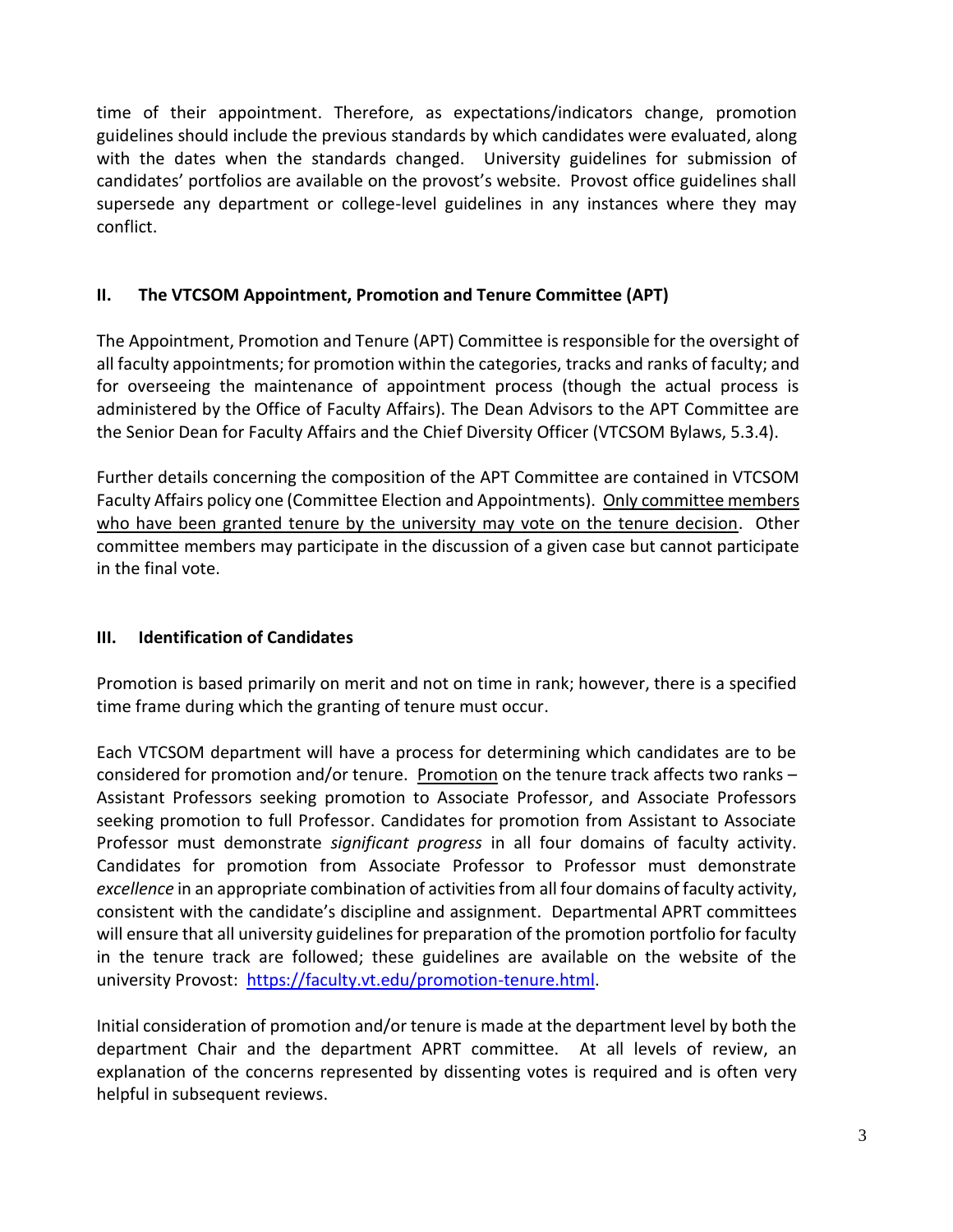time of their appointment. Therefore, as expectations/indicators change, promotion guidelines should include the previous standards by which candidates were evaluated, along with the dates when the standards changed. University guidelines for submission of candidates' portfolios are available on the provost's website. Provost office guidelines shall supersede any department or college-level guidelines in any instances where they may conflict.

## II. The VTCSOM Appointment, Promotion and Tenure Committee (APT)

The Appointment, Promotion and Tenure (APT) Committee is responsible for the oversight of all faculty appointments; for promotion within the categories, tracks and ranks of faculty; and for overseeing the maintenance of appointment process (though the actual process is administered by the Office of Faculty Affairs). The Dean Advisors to the APT Committee are the Senior Dean for Faculty Affairs and the Chief Diversity Officer (VTCSOM Bylaws, 5.3.4).

Further details concerning the composition of the APT Committee are contained in VTCSOM Faculty Affairs policy one (Committee Election and Appointments). <u>Only committee members who have been granted tenure by the university may vote on the tenure decision</u>. Other committee members may participate in the discussion of a given case but cannot participate in the final vote.

## III. Identification of Candidates

Promotion is based primarily on merit and not on time in rank; however, there is a specified time frame during which the granting of tenure must occur.

Each VTCSOM department will have a process for determining which candidates are to be considered for promotion and/or tenure. <u>Promotion</u> on the tenure track affects two ranks – Assistant Professors seeking promotion to Associate Professor, and Associate Professors seeking promotion to full Professor. Candidates for promotion from Assistant to Associate Professor must demonstrate *significant progress* in all four domains of faculty activity. Candidates for promotion from Associate Professor to Professor must demonstrate *excellence* in an appropriate combination of activities from all four domains of faculty activity, consistent with the candidate's discipline and assignment. Departmental APRT committees will ensure that all university guidelines for preparation of the promotion portfolio for faculty in the tenure track are followed; these guidelines are available on the website of the university Provost: https://faculty.vt.edu/promotion-tenure.html.

Initial consideration of promotion and/or tenure is made at the department level by both the department Chair and the department APRT committee. At all levels of review, an explanation of the concerns represented by dissenting votes is required and is often very helpful in subsequent reviews.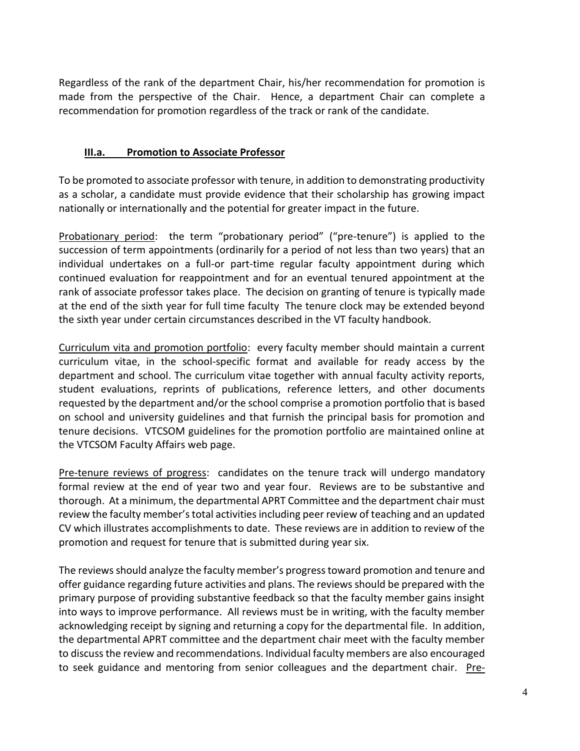Regardless of the rank of the department Chair, his/her recommendation for promotion is made from the perspective of the Chair. Hence, a department Chair can complete a recommendation for promotion regardless of the track or rank of the candidate.

### III.a. Promotion to Associate Professor

To be promoted to associate professor with tenure, in addition to demonstrating productivity as a scholar, a candidate must provide evidence that their scholarship has growing impact nationally or internationally and the potential for greater impact in the future.

<u>Probationary period</u>: the term "probationary period" ("pre-tenure") is applied to the succession of term appointments (ordinarily for a period of not less than two years) that an individual undertakes on a full-or part-time regular faculty appointment during which continued evaluation for reappointment and for an eventual tenured appointment at the rank of associate professor takes place. The decision on granting of tenure is typically made at the end of the sixth year for full time faculty The tenure clock may be extended beyond the sixth year under certain circumstances described in the VT faculty handbook.

<u>Curriculum vita and promotion portfolio</u>: every faculty member should maintain a current curriculum vitae, in the school-specific format and available for ready access by the department and school. The curriculum vitae together with annual faculty activity reports, student evaluations, reprints of publications, reference letters, and other documents requested by the department and/or the school comprise a promotion portfolio that is based on school and university guidelines and that furnish the principal basis for promotion and tenure decisions. VTCSOM guidelines for the promotion portfolio are maintained online at the VTCSOM Faculty Affairs web page.

<u>Pre-tenure reviews of progress</u>: candidates on the tenure track will undergo mandatory formal review at the end of year two and year four. Reviews are to be substantive and thorough. At a minimum, the departmental APRT Committee and the department chair must review the faculty member's total activities including peer review of teaching and an updated CV which illustrates accomplishments to date. These reviews are in addition to review of the promotion and request for tenure that is submitted during year six.

The reviews should analyze the faculty member's progress toward promotion and tenure and offer guidance regarding future activities and plans. The reviews should be prepared with the primary purpose of providing substantive feedback so that the faculty member gains insight into ways to improve performance. All reviews must be in writing, with the faculty member acknowledging receipt by signing and returning a copy for the departmental file. In addition, the departmental APRT committee and the department chair meet with the faculty member to discuss the review and recommendations. Individual faculty members are also encouraged to seek guidance and mentoring from senior colleagues and the department chair. <u>Pre-</u>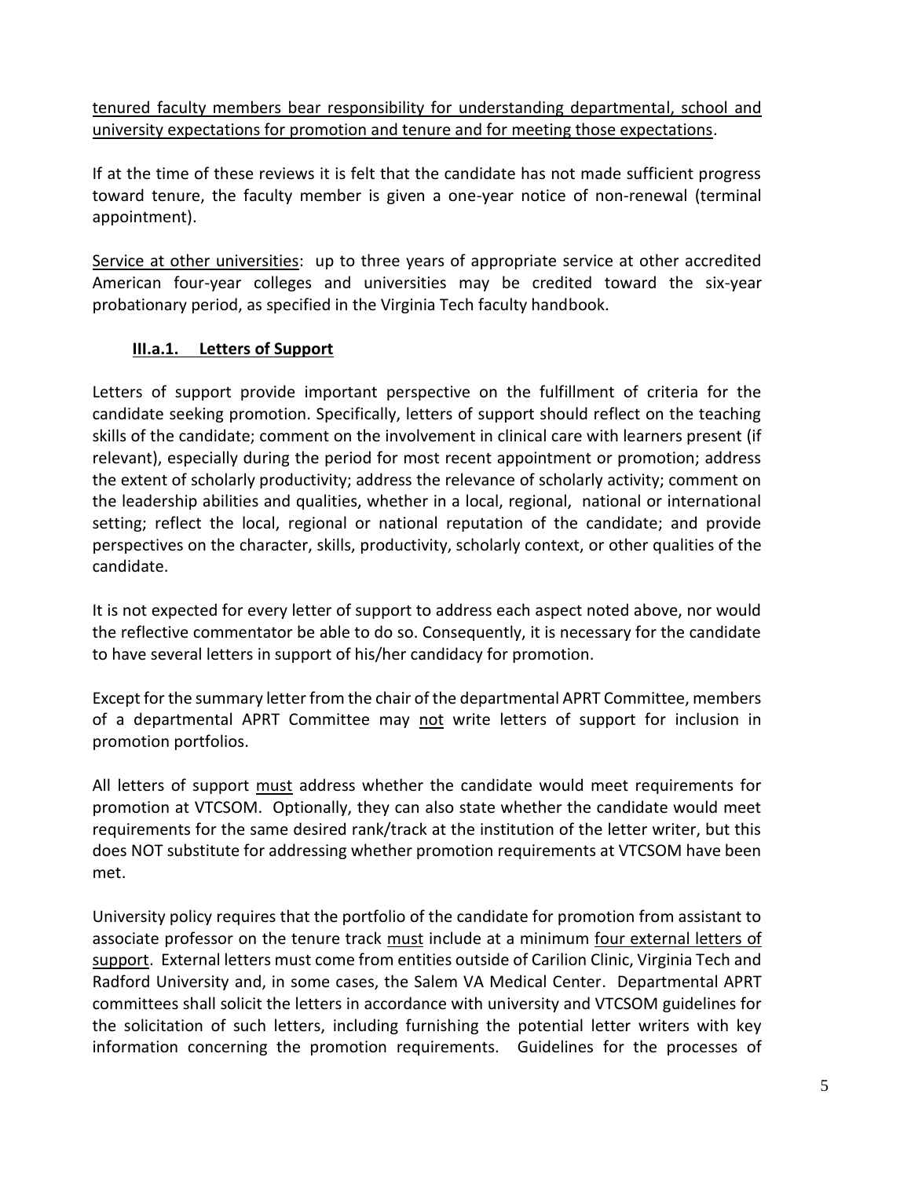tenured faculty members bear responsibility for understanding departmental, school and university expectations for promotion and tenure and for meeting those expectations.

If at the time of these reviews it is felt that the candidate has not made sufficient progress toward tenure, the faculty member is given a one-year notice of non-renewal (terminal appointment).

Service at other universities: up to three years of appropriate service at other accredited American four-year colleges and universities may be credited toward the six-year probationary period, as specified in the Virginia Tech faculty handbook.

### III.a.1. Letters of Support

Letters of support provide important perspective on the fulfillment of criteria for the candidate seeking promotion. Specifically, letters of support should reflect on the teaching skills of the candidate; comment on the involvement in clinical care with learners present (if relevant), especially during the period for most recent appointment or promotion; address the extent of scholarly productivity; address the relevance of scholarly activity; comment on the leadership abilities and qualities, whether in a local, regional, national or international setting; reflect the local, regional or national reputation of the candidate; and provide perspectives on the character, skills, productivity, scholarly context, or other qualities of the candidate.

It is not expected for every letter of support to address each aspect noted above, nor would the reflective commentator be able to do so. Consequently, it is necessary for the candidate to have several letters in support of his/her candidacy for promotion.

Except for the summary letter from the chair of the departmental APRT Committee, members of a departmental APRT Committee may not write letters of support for inclusion in promotion portfolios.

All letters of support must address whether the candidate would meet requirements for promotion at VTCSOM. Optionally, they can also state whether the candidate would meet requirements for the same desired rank/track at the institution of the letter writer, but this does NOT substitute for addressing whether promotion requirements at VTCSOM have been met.

University policy requires that the portfolio of the candidate for promotion from assistant to associate professor on the tenure track must include at a minimum four external letters of support. External letters must come from entities outside of Carilion Clinic, Virginia Tech and Radford University and, in some cases, the Salem VA Medical Center. Departmental APRT committees shall solicit the letters in accordance with university and VTCSOM guidelines for the solicitation of such letters, including furnishing the potential letter writers with key information concerning the promotion requirements. Guidelines for the processes of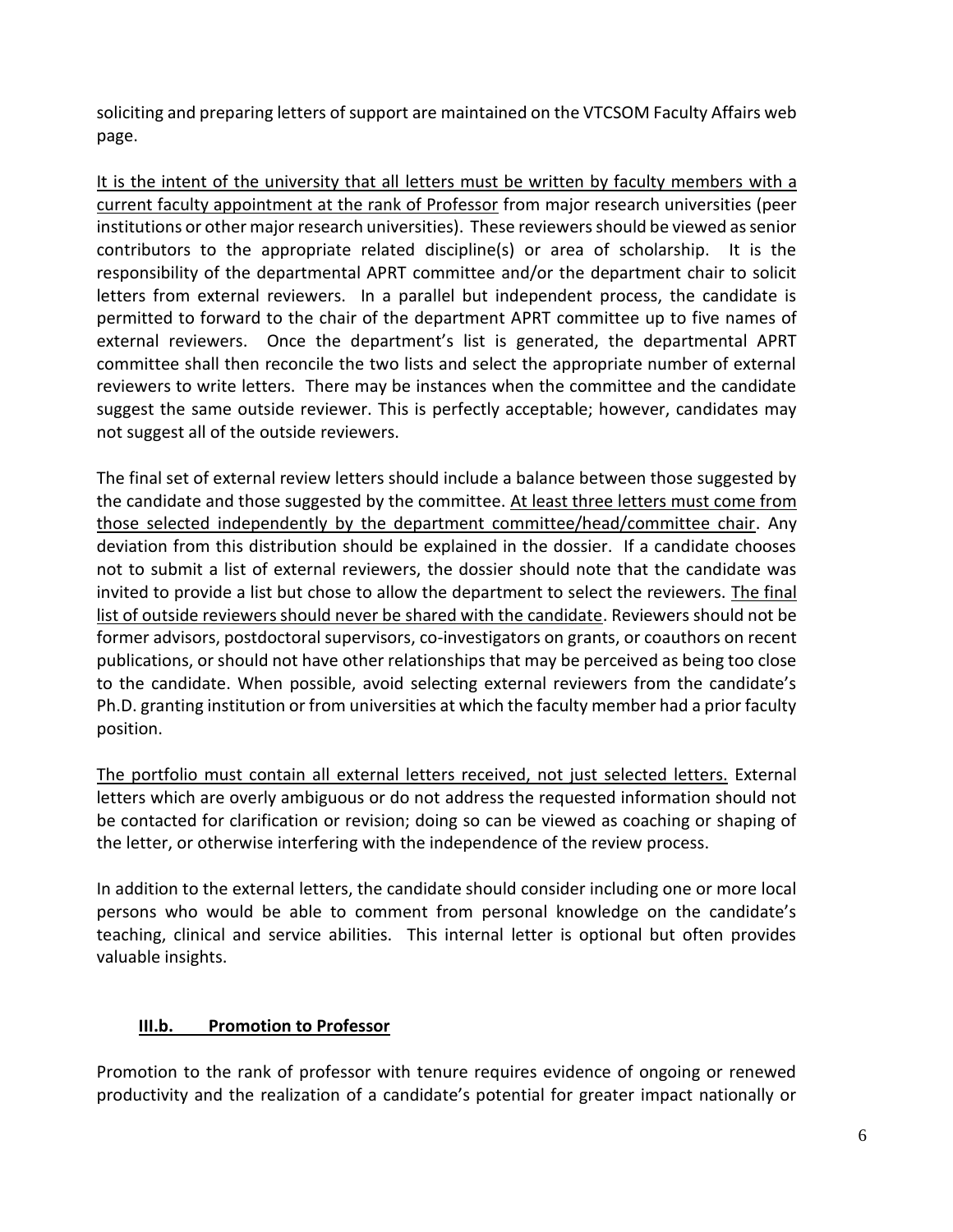soliciting and preparing letters of support are maintained on the VTCSOM Faculty Affairs web page.

<u>It is the intent of the university that all letters must be written by faculty members with a current faculty appointment at the rank of Professor</u> from major research universities (peer institutions or other major research universities). These reviewers should be viewed as senior contributors to the appropriate related discipline(s) or area of scholarship. It is the responsibility of the departmental APRT committee and/or the department chair to solicit letters from external reviewers. In a parallel but independent process, the candidate is permitted to forward to the chair of the department APRT committee up to five names of external reviewers. Once the department's list is generated, the departmental APRT committee shall then reconcile the two lists and select the appropriate number of external reviewers to write letters. There may be instances when the committee and the candidate suggest the same outside reviewer. This is perfectly acceptable; however, candidates may not suggest all of the outside reviewers.

The final set of external review letters should include a balance between those suggested by the candidate and those suggested by the committee. <u>At least three letters must come from those selected independently by the department committee/head/committee chair</u>. Any deviation from this distribution should be explained in the dossier. If a candidate chooses not to submit a list of external reviewers, the dossier should note that the candidate was invited to provide a list but chose to allow the department to select the reviewers. <u>The final list of outside reviewers should never be shared with the candidate</u>. Reviewers should not be former advisors, postdoctoral supervisors, co-investigators on grants, or coauthors on recent publications, or should not have other relationships that may be perceived as being too close to the candidate. When possible, avoid selecting external reviewers from the candidate's Ph.D. granting institution or from universities at which the faculty member had a prior faculty position.

<u>The portfolio must contain all external letters received, not just selected letters.</u> External letters which are overly ambiguous or do not address the requested information should not be contacted for clarification or revision; doing so can be viewed as coaching or shaping of the letter, or otherwise interfering with the independence of the review process.

In addition to the external letters, the candidate should consider including one or more local persons who would be able to comment from personal knowledge on the candidate's teaching, clinical and service abilities. This internal letter is optional but often provides valuable insights.

### III.b. Promotion to Professor

Promotion to the rank of professor with tenure requires evidence of ongoing or renewed productivity and the realization of a candidate's potential for greater impact nationally or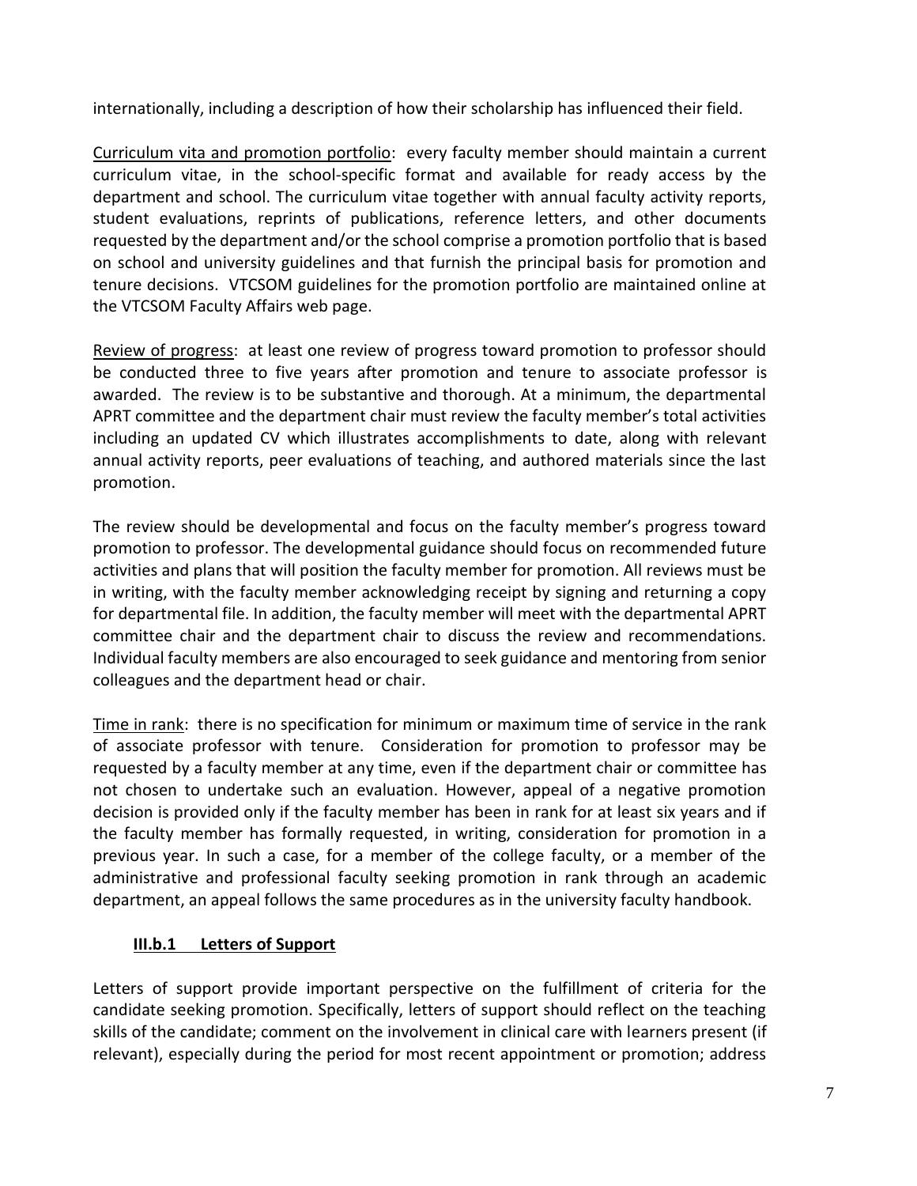internationally, including a description of how their scholarship has influenced their field.

Curriculum vita and promotion portfolio: every faculty member should maintain a current curriculum vitae, in the school-specific format and available for ready access by the department and school. The curriculum vitae together with annual faculty activity reports, student evaluations, reprints of publications, reference letters, and other documents requested by the department and/or the school comprise a promotion portfolio that is based on school and university guidelines and that furnish the principal basis for promotion and tenure decisions. VTCSOM guidelines for the promotion portfolio are maintained online at the VTCSOM Faculty Affairs web page.

Review of progress: at least one review of progress toward promotion to professor should be conducted three to five years after promotion and tenure to associate professor is awarded. The review is to be substantive and thorough. At a minimum, the departmental APRT committee and the department chair must review the faculty member's total activities including an updated CV which illustrates accomplishments to date, along with relevant annual activity reports, peer evaluations of teaching, and authored materials since the last promotion.

The review should be developmental and focus on the faculty member's progress toward promotion to professor. The developmental guidance should focus on recommended future activities and plans that will position the faculty member for promotion. All reviews must be in writing, with the faculty member acknowledging receipt by signing and returning a copy for departmental file. In addition, the faculty member will meet with the departmental APRT committee chair and the department chair to discuss the review and recommendations. Individual faculty members are also encouraged to seek guidance and mentoring from senior colleagues and the department head or chair.

Time in rank: there is no specification for minimum or maximum time of service in the rank of associate professor with tenure. Consideration for promotion to professor may be requested by a faculty member at any time, even if the department chair or committee has not chosen to undertake such an evaluation. However, appeal of a negative promotion decision is provided only if the faculty member has been in rank for at least six years and if the faculty member has formally requested, in writing, consideration for promotion in a previous year. In such a case, for a member of the college faculty, or a member of the administrative and professional faculty seeking promotion in rank through an academic department, an appeal follows the same procedures as in the university faculty handbook.

### III.b.1 Letters of Support

Letters of support provide important perspective on the fulfillment of criteria for the candidate seeking promotion. Specifically, letters of support should reflect on the teaching skills of the candidate; comment on the involvement in clinical care with learners present (if relevant), especially during the period for most recent appointment or promotion; address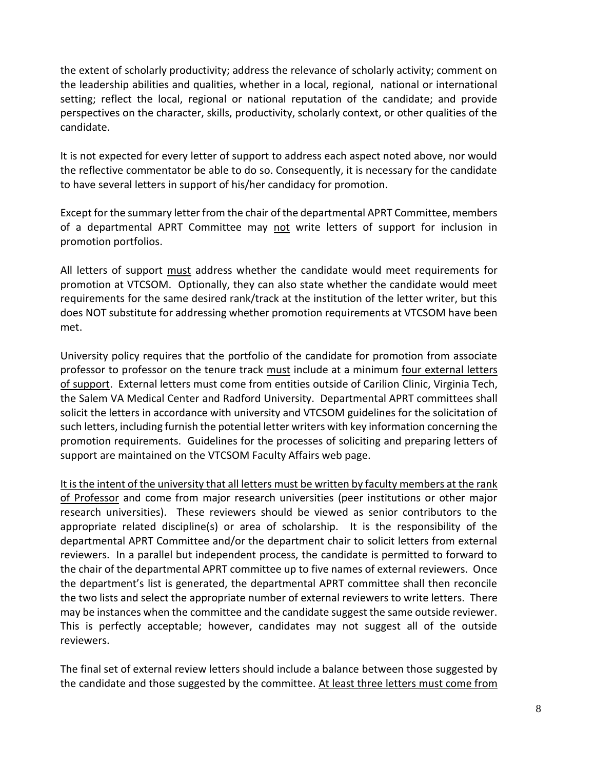the extent of scholarly productivity; address the relevance of scholarly activity; comment on the leadership abilities and qualities, whether in a local, regional, national or international setting; reflect the local, regional or national reputation of the candidate; and provide perspectives on the character, skills, productivity, scholarly context, or other qualities of the candidate.

It is not expected for every letter of support to address each aspect noted above, nor would the reflective commentator be able to do so. Consequently, it is necessary for the candidate to have several letters in support of his/her candidacy for promotion.

Except for the summary letter from the chair of the departmental APRT Committee, members of a departmental APRT Committee may <u>not</u> write letters of support for inclusion in promotion portfolios.

All letters of support <u>must</u> address whether the candidate would meet requirements for promotion at VTCSOM. Optionally, they can also state whether the candidate would meet requirements for the same desired rank/track at the institution of the letter writer, but this does NOT substitute for addressing whether promotion requirements at VTCSOM have been met.

University policy requires that the portfolio of the candidate for promotion from associate professor to professor on the tenure track <u>must</u> include at a minimum <u>four external letters of support</u>. External letters must come from entities outside of Carilion Clinic, Virginia Tech, the Salem VA Medical Center and Radford University. Departmental APRT committees shall solicit the letters in accordance with university and VTCSOM guidelines for the solicitation of such letters, including furnish the potential letter writers with key information concerning the promotion requirements. Guidelines for the processes of soliciting and preparing letters of support are maintained on the VTCSOM Faculty Affairs web page.

<u>It is the intent of the university that all letters must be written by faculty members at the rank of Professor</u> and come from major research universities (peer institutions or other major research universities). These reviewers should be viewed as senior contributors to the appropriate related discipline(s) or area of scholarship. It is the responsibility of the departmental APRT Committee and/or the department chair to solicit letters from external reviewers. In a parallel but independent process, the candidate is permitted to forward to the chair of the departmental APRT committee up to five names of external reviewers. Once the department's list is generated, the departmental APRT committee shall then reconcile the two lists and select the appropriate number of external reviewers to write letters. There may be instances when the committee and the candidate suggest the same outside reviewer. This is perfectly acceptable; however, candidates may not suggest all of the outside reviewers.

The final set of external review letters should include a balance between those suggested by the candidate and those suggested by the committee. <u>At least three letters must come from</u>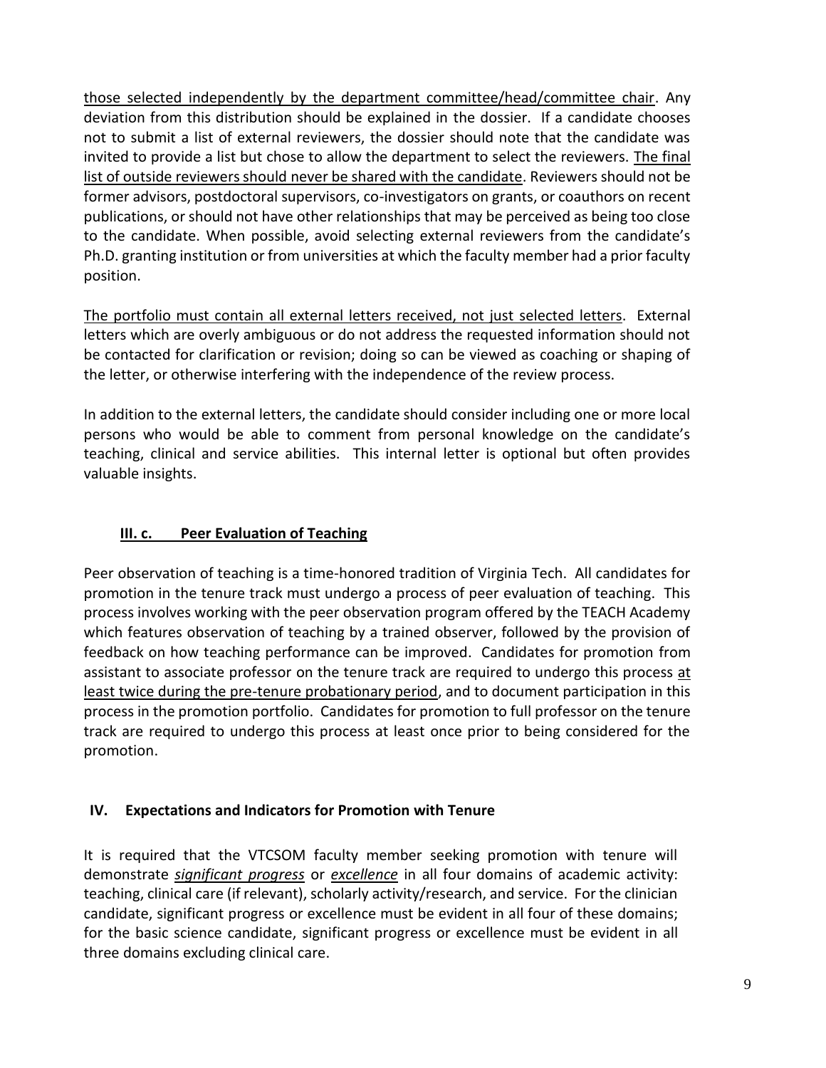those selected independently by the department committee/head/committee chair. Any deviation from this distribution should be explained in the dossier. If a candidate chooses not to submit a list of external reviewers, the dossier should note that the candidate was invited to provide a list but chose to allow the department to select the reviewers. The final list of outside reviewers should never be shared with the candidate. Reviewers should not be former advisors, postdoctoral supervisors, co-investigators on grants, or coauthors on recent publications, or should not have other relationships that may be perceived as being too close to the candidate. When possible, avoid selecting external reviewers from the candidate's Ph.D. granting institution or from universities at which the faculty member had a prior faculty position.

The portfolio must contain all external letters received, not just selected letters. External letters which are overly ambiguous or do not address the requested information should not be contacted for clarification or revision; doing so can be viewed as coaching or shaping of the letter, or otherwise interfering with the independence of the review process.

In addition to the external letters, the candidate should consider including one or more local persons who would be able to comment from personal knowledge on the candidate's teaching, clinical and service abilities. This internal letter is optional but often provides valuable insights.

### III. c. Peer Evaluation of Teaching

Peer observation of teaching is a time-honored tradition of Virginia Tech. All candidates for promotion in the tenure track must undergo a process of peer evaluation of teaching. This process involves working with the peer observation program offered by the TEACH Academy which features observation of teaching by a trained observer, followed by the provision of feedback on how teaching performance can be improved. Candidates for promotion from assistant to associate professor on the tenure track are required to undergo this process at least twice during the pre-tenure probationary period, and to document participation in this process in the promotion portfolio. Candidates for promotion to full professor on the tenure track are required to undergo this process at least once prior to being considered for the promotion.

## IV. Expectations and Indicators for Promotion with Tenure

It is required that the VTCSOM faculty member seeking promotion with tenure will demonstrate ***significant progress*** or ***excellence*** in all four domains of academic activity: teaching, clinical care (if relevant), scholarly activity/research, and service. For the clinician candidate, significant progress or excellence must be evident in all four of these domains; for the basic science candidate, significant progress or excellence must be evident in all three domains excluding clinical care.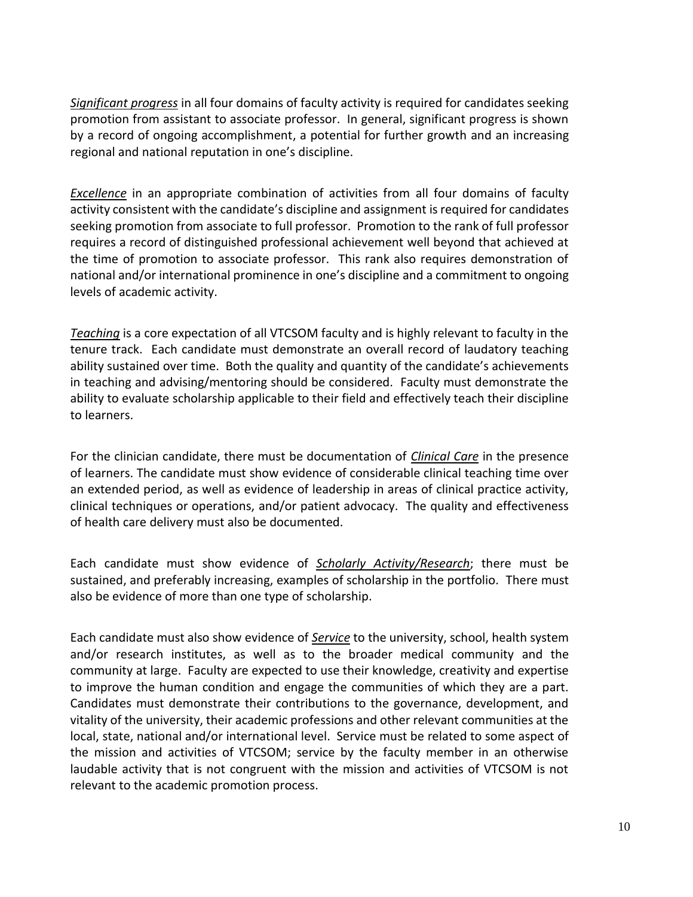*Significant progress* in all four domains of faculty activity is required for candidates seeking promotion from assistant to associate professor. In general, significant progress is shown by a record of ongoing accomplishment, a potential for further growth and an increasing regional and national reputation in one's discipline.

*Excellence* in an appropriate combination of activities from all four domains of faculty activity consistent with the candidate's discipline and assignment is required for candidates seeking promotion from associate to full professor. Promotion to the rank of full professor requires a record of distinguished professional achievement well beyond that achieved at the time of promotion to associate professor. This rank also requires demonstration of national and/or international prominence in one's discipline and a commitment to ongoing levels of academic activity.

*Teaching* is a core expectation of all VTCSOM faculty and is highly relevant to faculty in the tenure track. Each candidate must demonstrate an overall record of laudatory teaching ability sustained over time. Both the quality and quantity of the candidate's achievements in teaching and advising/mentoring should be considered. Faculty must demonstrate the ability to evaluate scholarship applicable to their field and effectively teach their discipline to learners.

For the clinician candidate, there must be documentation of *Clinical Care* in the presence of learners. The candidate must show evidence of considerable clinical teaching time over an extended period, as well as evidence of leadership in areas of clinical practice activity, clinical techniques or operations, and/or patient advocacy. The quality and effectiveness of health care delivery must also be documented.

Each candidate must show evidence of *Scholarly Activity/Research*; there must be sustained, and preferably increasing, examples of scholarship in the portfolio. There must also be evidence of more than one type of scholarship.

Each candidate must also show evidence of *Service* to the university, school, health system and/or research institutes, as well as to the broader medical community and the community at large. Faculty are expected to use their knowledge, creativity and expertise to improve the human condition and engage the communities of which they are a part. Candidates must demonstrate their contributions to the governance, development, and vitality of the university, their academic professions and other relevant communities at the local, state, national and/or international level. Service must be related to some aspect of the mission and activities of VTCSOM; service by the faculty member in an otherwise laudable activity that is not congruent with the mission and activities of VTCSOM is not relevant to the academic promotion process.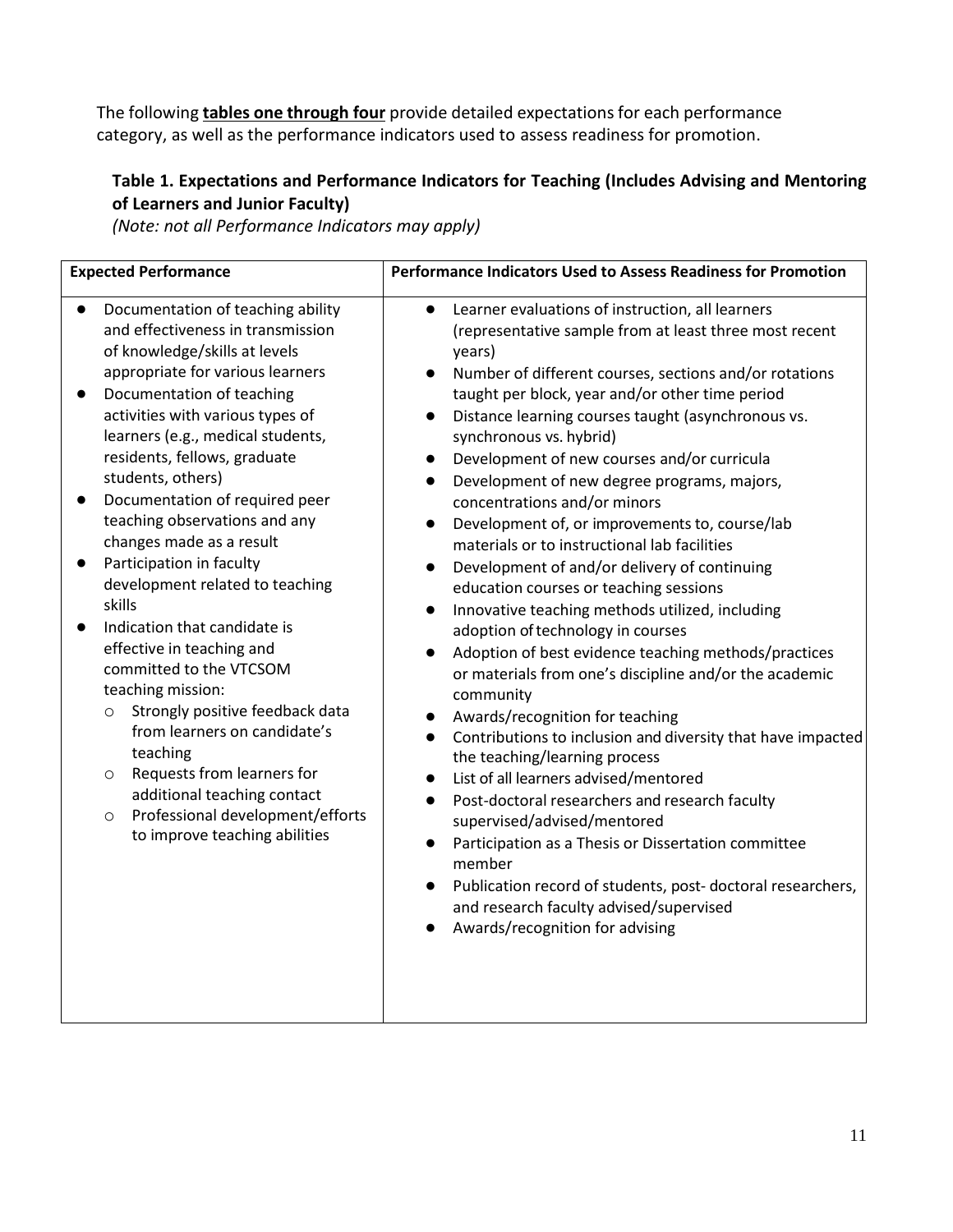The following **tables one through four** provide detailed expectations for each performance category, as well as the performance indicators used to assess readiness for promotion.

### Table 1. Expectations and Performance Indicators for Teaching (Includes Advising and Mentoring of Learners and Junior Faculty)

*(Note: not all Performance Indicators may apply)*

| Expected Performance | Performance Indicators Used to Assess Readiness for Promotion |
|---|---|
| • Documentation of teaching ability and effectiveness in transmission of knowledge/skills at levels appropriate for various learners<br>• Documentation of teaching activities with various types of learners (e.g., medical students, residents, fellows, graduate students, others)<br>• Documentation of required peer teaching observations and any changes made as a result<br>• Participation in faculty development related to teaching skills<br>• Indication that candidate is effective in teaching and committed to the VTCSOM teaching mission:<br>&nbsp;&nbsp;&nbsp;&nbsp;○ Strongly positive feedback data from learners on candidate's teaching<br>&nbsp;&nbsp;&nbsp;&nbsp;○ Requests from learners for additional teaching contact<br>&nbsp;&nbsp;&nbsp;&nbsp;○ Professional development/efforts to improve teaching abilities | • Learner evaluations of instruction, all learners (representative sample from at least three most recent years)<br>• Number of different courses, sections and/or rotations taught per block, year and/or other time period<br>• Distance learning courses taught (asynchronous vs. synchronous vs. hybrid)<br>• Development of new courses and/or curricula<br>• Development of new degree programs, majors, concentrations and/or minors<br>• Development of, or improvements to, course/lab materials or to instructional lab facilities<br>• Development of and/or delivery of continuing education courses or teaching sessions<br>• Innovative teaching methods utilized, including adoption of technology in courses<br>• Adoption of best evidence teaching methods/practices or materials from one's discipline and/or the academic community<br>• Awards/recognition for teaching<br>• Contributions to inclusion and diversity that have impacted the teaching/learning process<br>• List of all learners advised/mentored<br>• Post-doctoral researchers and research faculty supervised/advised/mentored<br>• Participation as a Thesis or Dissertation committee member<br>• Publication record of students, post- doctoral researchers, and research faculty advised/supervised<br>• Awards/recognition for advising |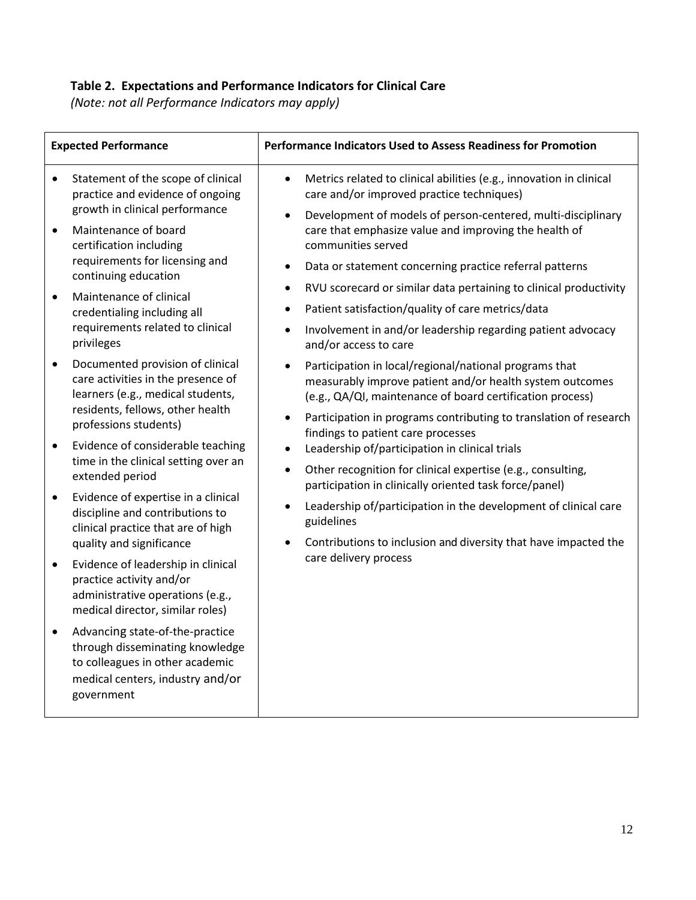### Table 2. Expectations and Performance Indicators for Clinical Care

*(Note: not all Performance Indicators may apply)*

| Expected Performance | Performance Indicators Used to Assess Readiness for Promotion |
|---|---|
| • Statement of the scope of clinical practice and evidence of ongoing growth in clinical performance<br>• Maintenance of board certification including requirements for licensing and continuing education<br>• Maintenance of clinical credentialing including all requirements related to clinical privileges<br>• Documented provision of clinical care activities in the presence of learners (e.g., medical students, residents, fellows, other health professions students)<br>• Evidence of considerable teaching time in the clinical setting over an extended period<br>• Evidence of expertise in a clinical discipline and contributions to clinical practice that are of high quality and significance<br>• Evidence of leadership in clinical practice activity and/or administrative operations (e.g., medical director, similar roles)<br>• Advancing state-of-the-practice through disseminating knowledge to colleagues in other academic medical centers, industry and/or government | • Metrics related to clinical abilities (e.g., innovation in clinical care and/or improved practice techniques)<br>• Development of models of person-centered, multi-disciplinary care that emphasize value and improving the health of communities served<br>• Data or statement concerning practice referral patterns<br>• RVU scorecard or similar data pertaining to clinical productivity<br>• Patient satisfaction/quality of care metrics/data<br>• Involvement in and/or leadership regarding patient advocacy and/or access to care<br>• Participation in local/regional/national programs that measurably improve patient and/or health system outcomes (e.g., QA/QI, maintenance of board certification process)<br>• Participation in programs contributing to translation of research findings to patient care processes<br>• Leadership of/participation in clinical trials<br>• Other recognition for clinical expertise (e.g., consulting, participation in clinically oriented task force/panel)<br>• Leadership of/participation in the development of clinical care guidelines<br>• Contributions to inclusion and diversity that have impacted the care delivery process |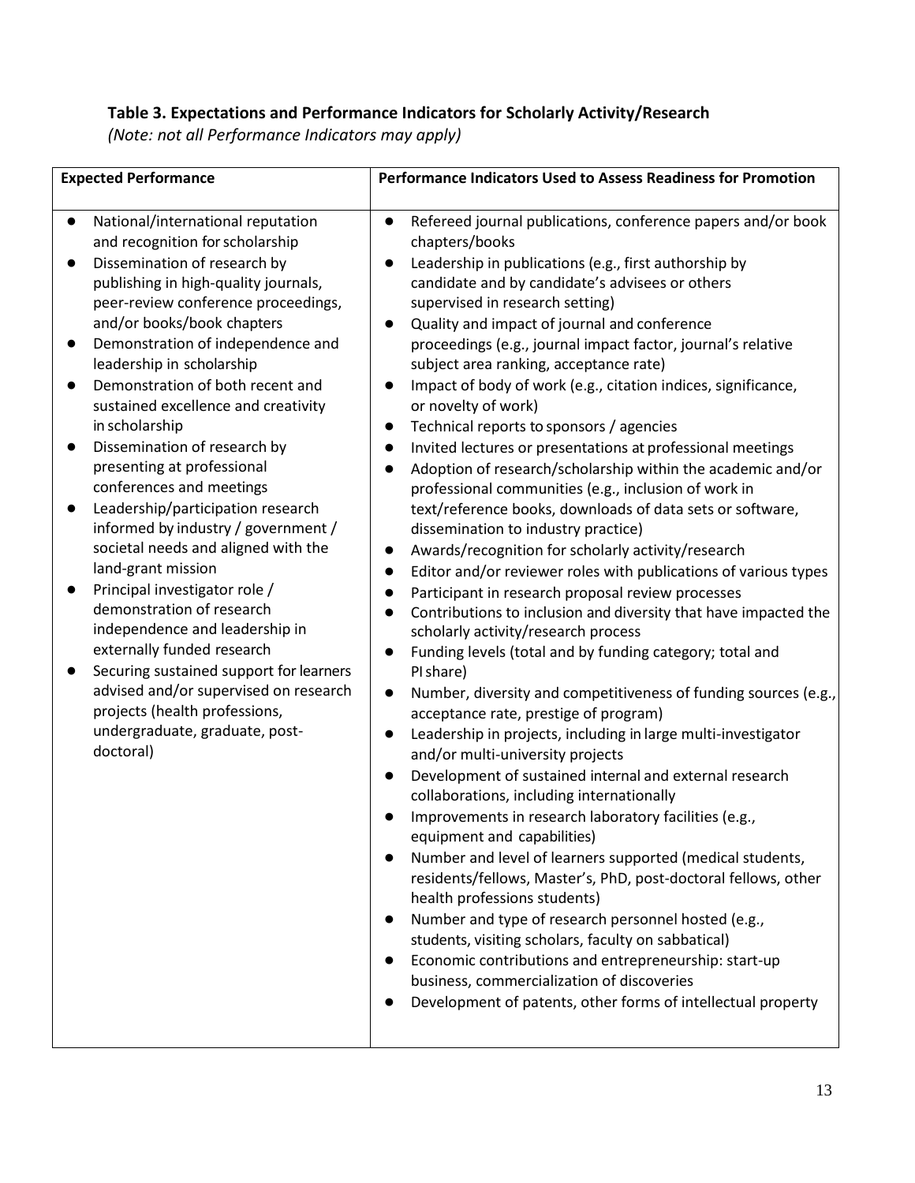### Table 3. Expectations and Performance Indicators for Scholarly Activity/Research

*(Note: not all Performance Indicators may apply)*

| Expected Performance | Performance Indicators Used to Assess Readiness for Promotion |
| --- | --- |
| ● National/international reputation and recognition for scholarship<br>● Dissemination of research by publishing in high-quality journals, peer-review conference proceedings, and/or books/book chapters<br>● Demonstration of independence and leadership in scholarship<br>● Demonstration of both recent and sustained excellence and creativity in scholarship<br>● Dissemination of research by presenting at professional conferences and meetings<br>● Leadership/participation research informed by industry / government / societal needs and aligned with the land-grant mission<br>● Principal investigator role / demonstration of research independence and leadership in externally funded research<br>● Securing sustained support for learners advised and/or supervised on research projects (health professions, undergraduate, graduate, post-doctoral) | ● Refereed journal publications, conference papers and/or book chapters/books<br>● Leadership in publications (e.g., first authorship by candidate and by candidate's advisees or others supervised in research setting)<br>● Quality and impact of journal and conference proceedings (e.g., journal impact factor, journal's relative subject area ranking, acceptance rate)<br>● Impact of body of work (e.g., citation indices, significance, or novelty of work)<br>● Technical reports to sponsors / agencies<br>● Invited lectures or presentations at professional meetings<br>● Adoption of research/scholarship within the academic and/or professional communities (e.g., inclusion of work in text/reference books, downloads of data sets or software, dissemination to industry practice)<br>● Awards/recognition for scholarly activity/research<br>● Editor and/or reviewer roles with publications of various types<br>● Participant in research proposal review processes<br>● Contributions to inclusion and diversity that have impacted the scholarly activity/research process<br>● Funding levels (total and by funding category; total and PI share)<br>● Number, diversity and competitiveness of funding sources (e.g., acceptance rate, prestige of program)<br>● Leadership in projects, including in large multi-investigator and/or multi-university projects<br>● Development of sustained internal and external research collaborations, including internationally<br>● Improvements in research laboratory facilities (e.g., equipment and capabilities)<br>● Number and level of learners supported (medical students, residents/fellows, Master's, PhD, post-doctoral fellows, other health professions students)<br>● Number and type of research personnel hosted (e.g., students, visiting scholars, faculty on sabbatical)<br>● Economic contributions and entrepreneurship: start-up business, commercialization of discoveries<br>● Development of patents, other forms of intellectual property |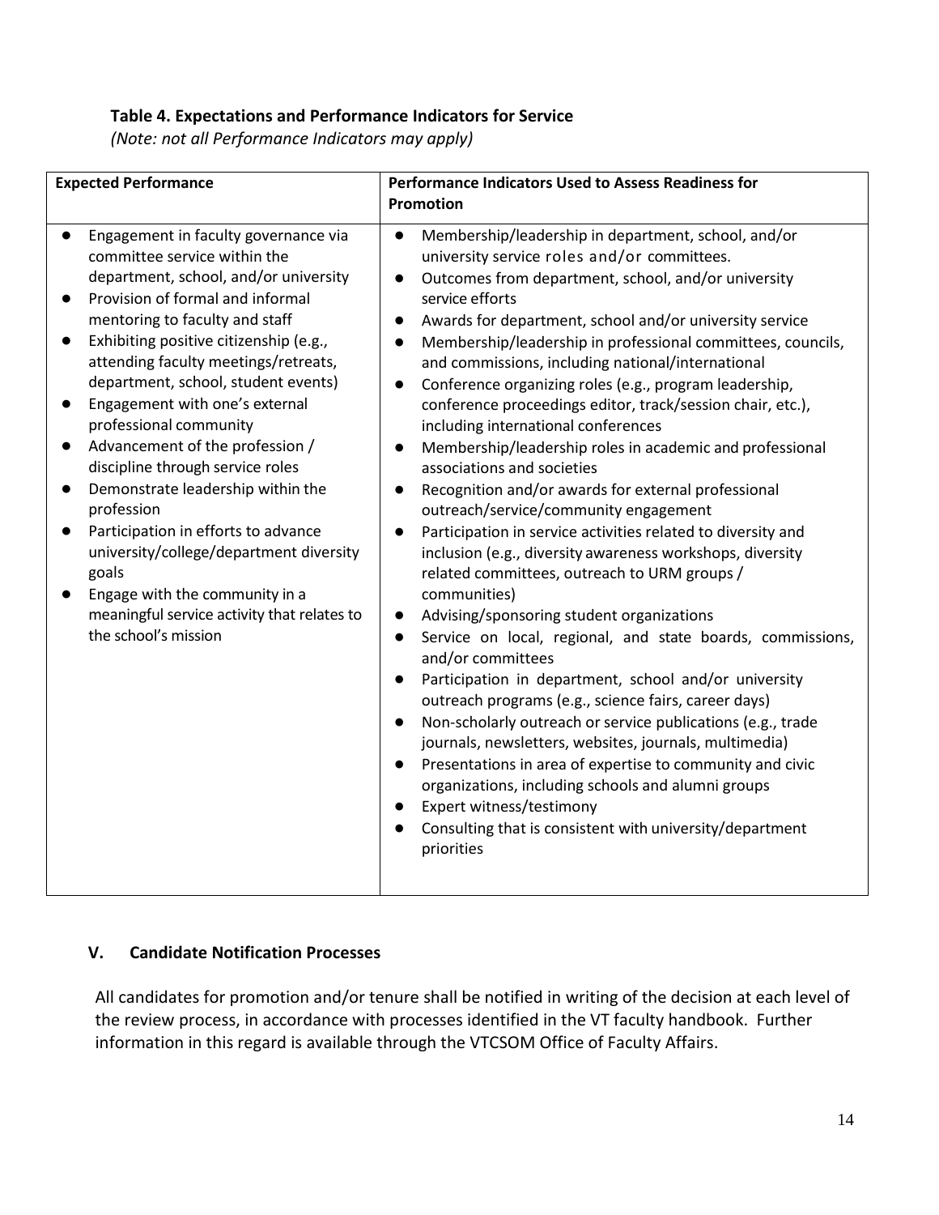**Table 4. Expectations and Performance Indicators for Service**

*(Note: not all Performance Indicators may apply)*

| Expected Performance | Performance Indicators Used to Assess Readiness for Promotion |
|---|---|
| • Engagement in faculty governance via committee service within the department, school, and/or university<br>• Provision of formal and informal mentoring to faculty and staff<br>• Exhibiting positive citizenship (e.g., attending faculty meetings/retreats, department, school, student events)<br>• Engagement with one's external professional community<br>• Advancement of the profession / discipline through service roles<br>• Demonstrate leadership within the profession<br>• Participation in efforts to advance university/college/department diversity goals<br>• Engage with the community in a meaningful service activity that relates to the school's mission | • Membership/leadership in department, school, and/or university service roles and/or committees.<br>• Outcomes from department, school, and/or university service efforts<br>• Awards for department, school and/or university service<br>• Membership/leadership in professional committees, councils, and commissions, including national/international<br>• Conference organizing roles (e.g., program leadership, conference proceedings editor, track/session chair, etc.), including international conferences<br>• Membership/leadership roles in academic and professional associations and societies<br>• Recognition and/or awards for external professional outreach/service/community engagement<br>• Participation in service activities related to diversity and inclusion (e.g., diversity awareness workshops, diversity related committees, outreach to URM groups / communities)<br>• Advising/sponsoring student organizations<br>• Service on local, regional, and state boards, commissions, and/or committees<br>• Participation in department, school and/or university outreach programs (e.g., science fairs, career days)<br>• Non-scholarly outreach or service publications (e.g., trade journals, newsletters, websites, journals, multimedia)<br>• Presentations in area of expertise to community and civic organizations, including schools and alumni groups<br>• Expert witness/testimony<br>• Consulting that is consistent with university/department priorities |

## V. Candidate Notification Processes

All candidates for promotion and/or tenure shall be notified in writing of the decision at each level of the review process, in accordance with processes identified in the VT faculty handbook. Further information in this regard is available through the VTCSOM Office of Faculty Affairs.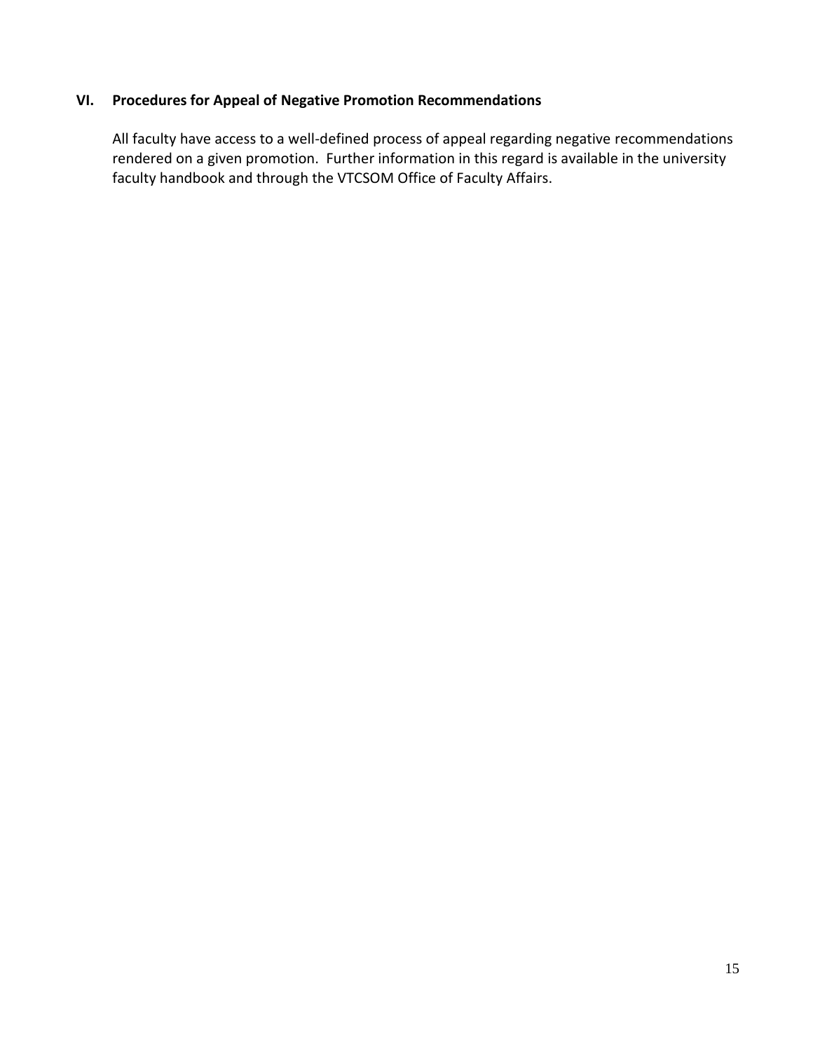## VI. Procedures for Appeal of Negative Promotion Recommendations

All faculty have access to a well-defined process of appeal regarding negative recommendations rendered on a given promotion. Further information in this regard is available in the university faculty handbook and through the VTCSOM Office of Faculty Affairs.